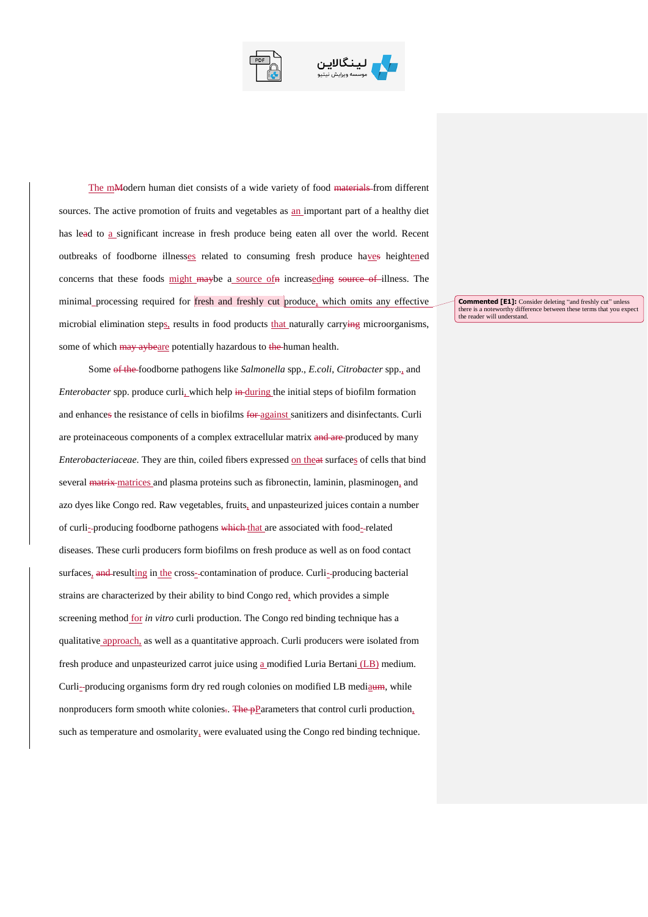The m~~M~~odern human diet consists of a wide variety of food ~~materials~~ from different sources. The active promotion of fruits and vegetables as an important part of a healthy diet has le~~a~~d to a significant increase in fresh produce being eaten all over the world. Recent outbreaks of foodborne illnesses related to consuming fresh produce have~~s~~ heightened concerns that these foods might ~~may~~be a source of~~n~~ increased~~ing~~ ~~source of~~ illness. The minimal processing required for fresh and freshly cut produce, which omits any effective microbial elimination steps, results in food products that naturally carry~~ing~~ microorganisms, some of which ~~may~~ ~~aybe~~are potentially hazardous to ~~the~~ human health.

Some ~~of the~~ foodborne pathogens like *Salmonella* spp., *E.coli*, *Citrobacter* spp., and *Enterobacter* spp. produce curli, which help ~~in~~ during the initial steps of biofilm formation and enhance~~s~~ the resistance of cells in biofilms ~~for~~ against sanitizers and disinfectants. Curli are proteinaceous components of a complex extracellular matrix ~~and are~~ produced by many *Enterobacteriaceae*. They are thin, coiled fibers expressed on the~~at~~ surfaces of cells that bind several ~~matrix~~ matrices and plasma proteins such as fibronectin, laminin, plasminogen, and azo dyes like Congo red. Raw vegetables, fruits, and unpasteurized juices contain a number of curli-producing foodborne pathogens ~~which~~ that are associated with food-related diseases. These curli producers form biofilms on fresh produce as well as on food contact surfaces, ~~and~~ resulting in the cross-contamination of produce. Curli-producing bacterial strains are characterized by their ability to bind Congo red, which provides a simple screening method for *in vitro* curli production. The Congo red binding technique has a qualitative approach, as well as a quantitative approach. Curli producers were isolated from fresh produce and unpasteurized carrot juice using a modified Luria Bertani (LB) medium. Curli-producing organisms form dry red rough colonies on modified LB media~~um~~, while nonproducers form smooth white colonies~~.~~. ~~The p~~Parameters that control curli production, such as temperature and osmolarity, were evaluated using the Congo red binding technique.

**Commented [E1]:** Consider deleting "and freshly cut" unless there is a noteworthy difference between these terms that you expect the reader will understand.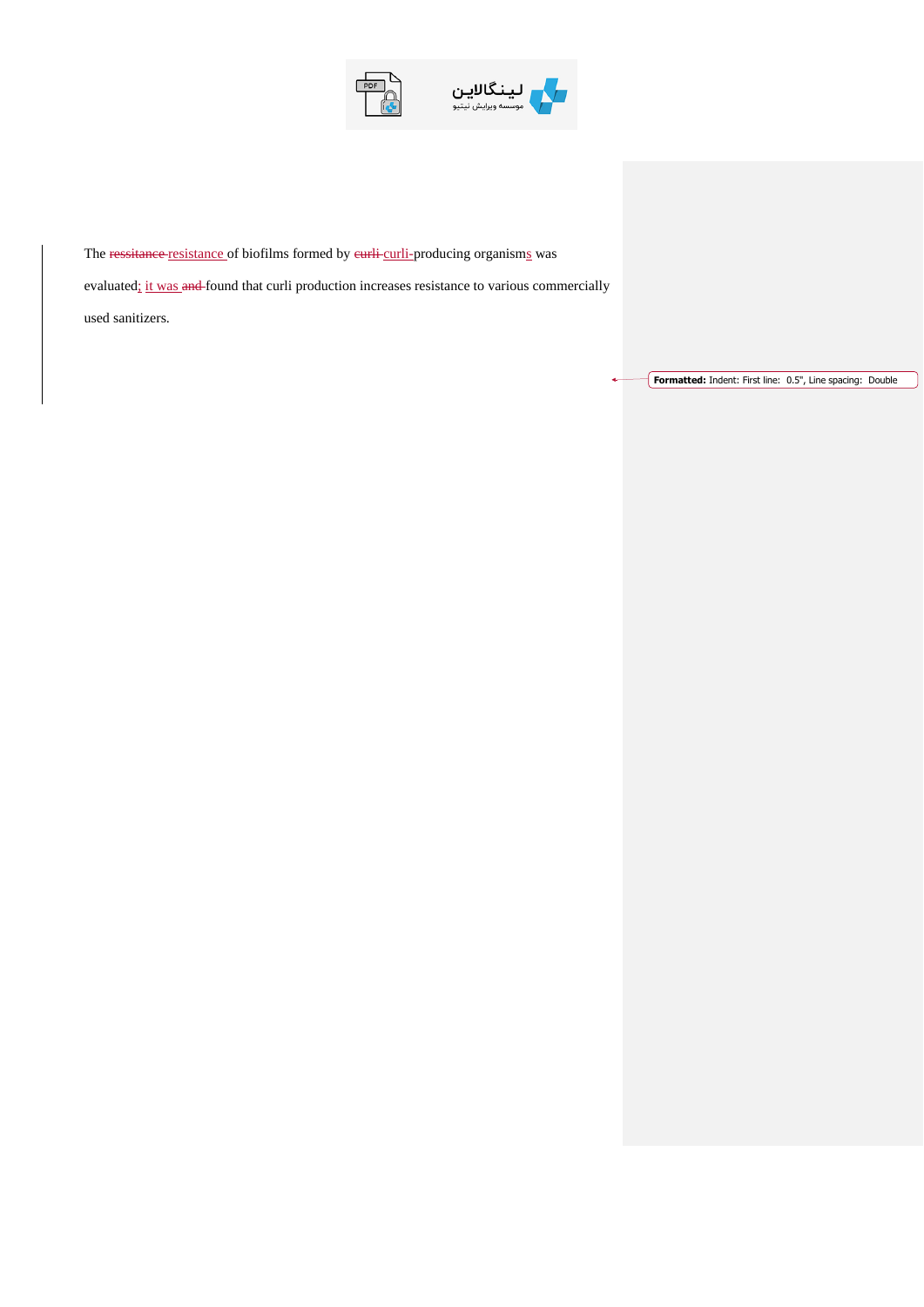The ~~ressitance~~ resistance of biofilms formed by ~~curli~~ curli-producing organisms was evaluated; it was ~~and~~ found that curli production increases resistance to various commercially used sanitizers.

**Formatted:** Indent: First line: 0.5", Line spacing: Double